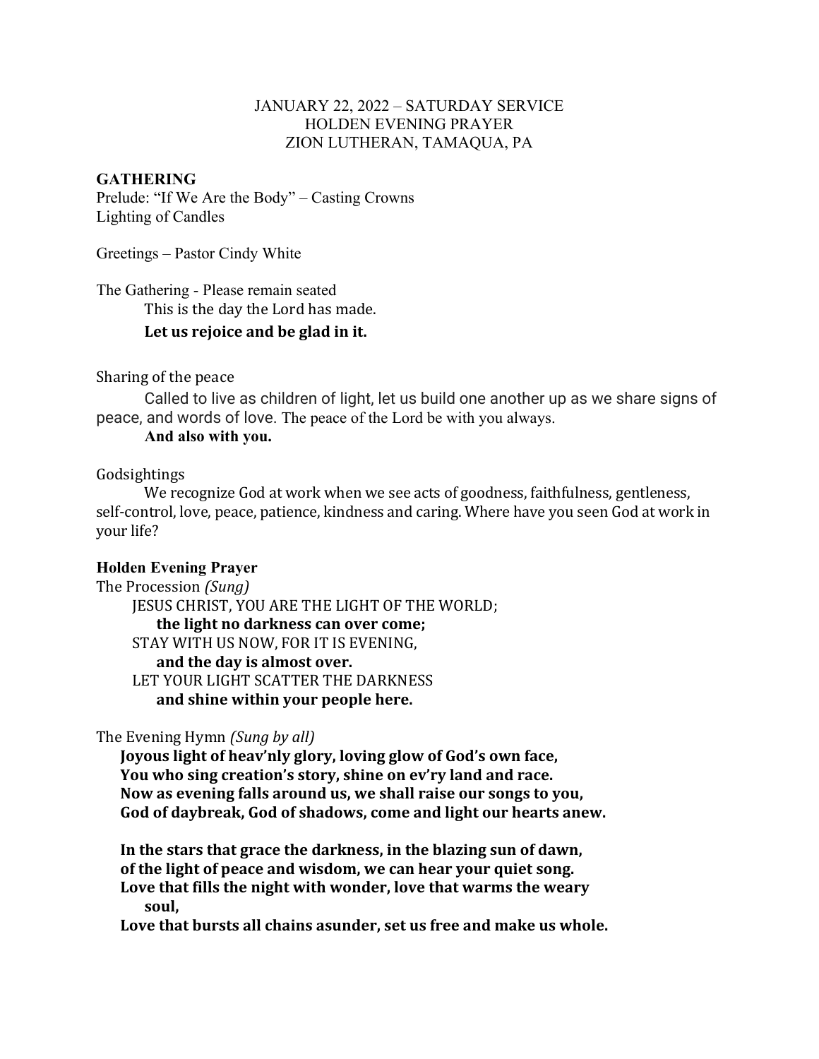JANUARY 22, 2022 – SATURDAY SERVICE
HOLDEN EVENING PRAYER
ZION LUTHERAN, TAMAQUA, PA

## GATHERING

Prelude: "If We Are the Body" – Casting Crowns
Lighting of Candles

Greetings – Pastor Cindy White

The Gathering - Please remain seated

This is the day the Lord has made.
**Let us rejoice and be glad in it.**

Sharing of the peace

Called to live as children of light, let us build one another up as we share signs of peace, and words of love. The peace of the Lord be with you always.
**And also with you.**

Godsightings

We recognize God at work when we see acts of goodness, faithfulness, gentleness, self-control, love, peace, patience, kindness and caring. Where have you seen God at work in your life?

### Holden Evening Prayer

The Procession *(Sung)*

JESUS CHRIST, YOU ARE THE LIGHT OF THE WORLD;
**the light no darkness can over come;**
STAY WITH US NOW, FOR IT IS EVENING,
**and the day is almost over.**
LET YOUR LIGHT SCATTER THE DARKNESS
**and shine within your people here.**

The Evening Hymn *(Sung by all)*

**Joyous light of heav'nly glory, loving glow of God's own face,**
**You who sing creation's story, shine on ev'ry land and race.**
**Now as evening falls around us, we shall raise our songs to you,**
**God of daybreak, God of shadows, come and light our hearts anew.**

**In the stars that grace the darkness, in the blazing sun of dawn,**
**of the light of peace and wisdom, we can hear your quiet song.**
**Love that fills the night with wonder, love that warms the weary soul,**
**Love that bursts all chains asunder, set us free and make us whole.**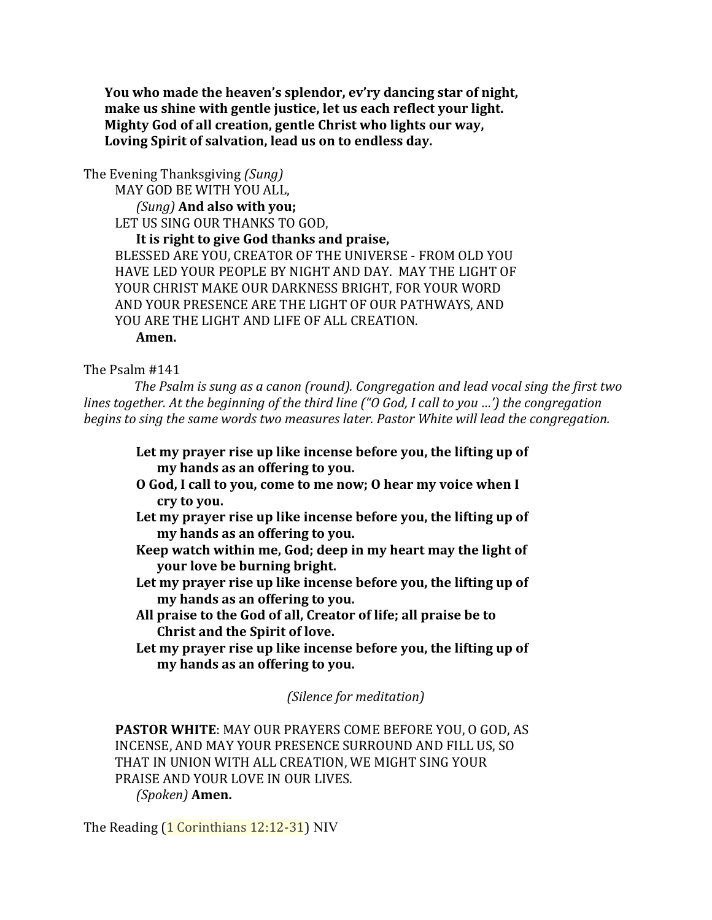**You who made the heaven's splendor, ev'ry dancing star of night,**
**make us shine with gentle justice, let us each reflect your light.**
**Mighty God of all creation, gentle Christ who lights our way,**
**Loving Spirit of salvation, lead us on to endless day.**

The Evening Thanksgiving *(Sung)*

MAY GOD BE WITH YOU ALL,

*(Sung)* **And also with you;**

LET US SING OUR THANKS TO GOD,

**It is right to give God thanks and praise,**

BLESSED ARE YOU, CREATOR OF THE UNIVERSE - FROM OLD YOU HAVE LED YOUR PEOPLE BY NIGHT AND DAY. MAY THE LIGHT OF YOUR CHRIST MAKE OUR DARKNESS BRIGHT, FOR YOUR WORD AND YOUR PRESENCE ARE THE LIGHT OF OUR PATHWAYS, AND YOU ARE THE LIGHT AND LIFE OF ALL CREATION.

**Amen.**

The Psalm #141

*The Psalm is sung as a canon (round). Congregation and lead vocal sing the first two lines together. At the beginning of the third line ("O God, I call to you …') the congregation begins to sing the same words two measures later. Pastor White will lead the congregation.*

**Let my prayer rise up like incense before you, the lifting up of my hands as an offering to you.**
**O God, I call to you, come to me now; O hear my voice when I cry to you.**
**Let my prayer rise up like incense before you, the lifting up of my hands as an offering to you.**
**Keep watch within me, God; deep in my heart may the light of your love be burning bright.**
**Let my prayer rise up like incense before you, the lifting up of my hands as an offering to you.**
**All praise to the God of all, Creator of life; all praise be to Christ and the Spirit of love.**
**Let my prayer rise up like incense before you, the lifting up of my hands as an offering to you.**

*(Silence for meditation)*

**PASTOR WHITE**: MAY OUR PRAYERS COME BEFORE YOU, O GOD, AS INCENSE, AND MAY YOUR PRESENCE SURROUND AND FILL US, SO THAT IN UNION WITH ALL CREATION, WE MIGHT SING YOUR PRAISE AND YOUR LOVE IN OUR LIVES.

*(Spoken)* **Amen.**

The Reading (1 Corinthians 12:12-31) NIV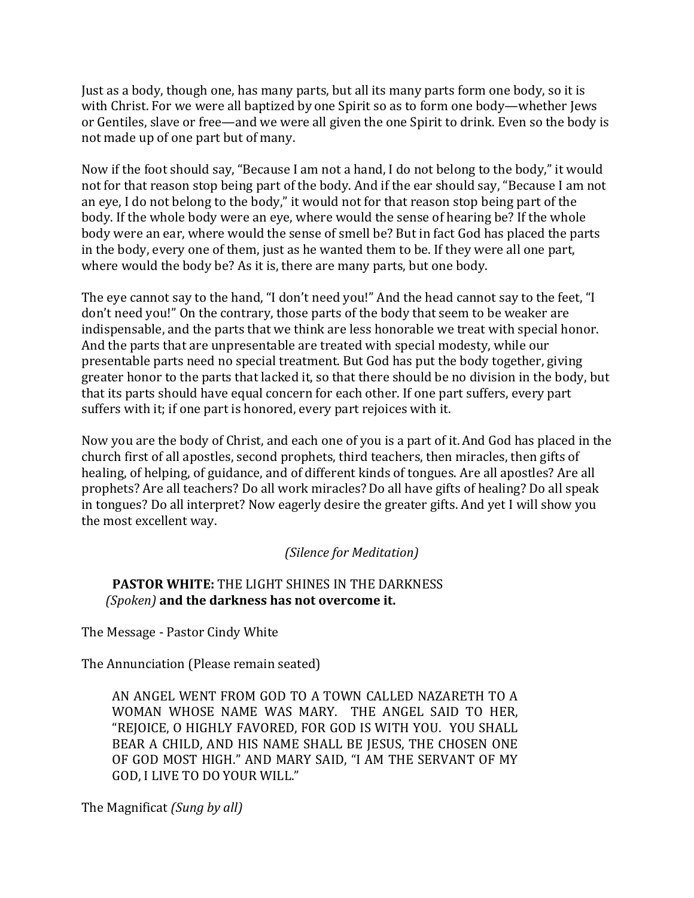Just as a body, though one, has many parts, but all its many parts form one body, so it is with Christ. For we were all baptized by one Spirit so as to form one body—whether Jews or Gentiles, slave or free—and we were all given the one Spirit to drink. Even so the body is not made up of one part but of many.

Now if the foot should say, "Because I am not a hand, I do not belong to the body," it would not for that reason stop being part of the body. And if the ear should say, "Because I am not an eye, I do not belong to the body," it would not for that reason stop being part of the body. If the whole body were an eye, where would the sense of hearing be? If the whole body were an ear, where would the sense of smell be? But in fact God has placed the parts in the body, every one of them, just as he wanted them to be. If they were all one part, where would the body be? As it is, there are many parts, but one body.

The eye cannot say to the hand, "I don't need you!" And the head cannot say to the feet, "I don't need you!" On the contrary, those parts of the body that seem to be weaker are indispensable, and the parts that we think are less honorable we treat with special honor. And the parts that are unpresentable are treated with special modesty, while our presentable parts need no special treatment. But God has put the body together, giving greater honor to the parts that lacked it, so that there should be no division in the body, but that its parts should have equal concern for each other. If one part suffers, every part suffers with it; if one part is honored, every part rejoices with it.

Now you are the body of Christ, and each one of you is a part of it. And God has placed in the church first of all apostles, second prophets, third teachers, then miracles, then gifts of healing, of helping, of guidance, and of different kinds of tongues. Are all apostles? Are all prophets? Are all teachers? Do all work miracles? Do all have gifts of healing? Do all speak in tongues? Do all interpret? Now eagerly desire the greater gifts. And yet I will show you the most excellent way.

*(Silence for Meditation)*

**PASTOR WHITE:** THE LIGHT SHINES IN THE DARKNESS
*(Spoken)* **and the darkness has not overcome it.**

The Message - Pastor Cindy White

The Annunciation (Please remain seated)

AN ANGEL WENT FROM GOD TO A TOWN CALLED NAZARETH TO A WOMAN WHOSE NAME WAS MARY. THE ANGEL SAID TO HER, "REJOICE, O HIGHLY FAVORED, FOR GOD IS WITH YOU. YOU SHALL BEAR A CHILD, AND HIS NAME SHALL BE JESUS, THE CHOSEN ONE OF GOD MOST HIGH." AND MARY SAID, "I AM THE SERVANT OF MY GOD, I LIVE TO DO YOUR WILL."

The Magnificat *(Sung by all)*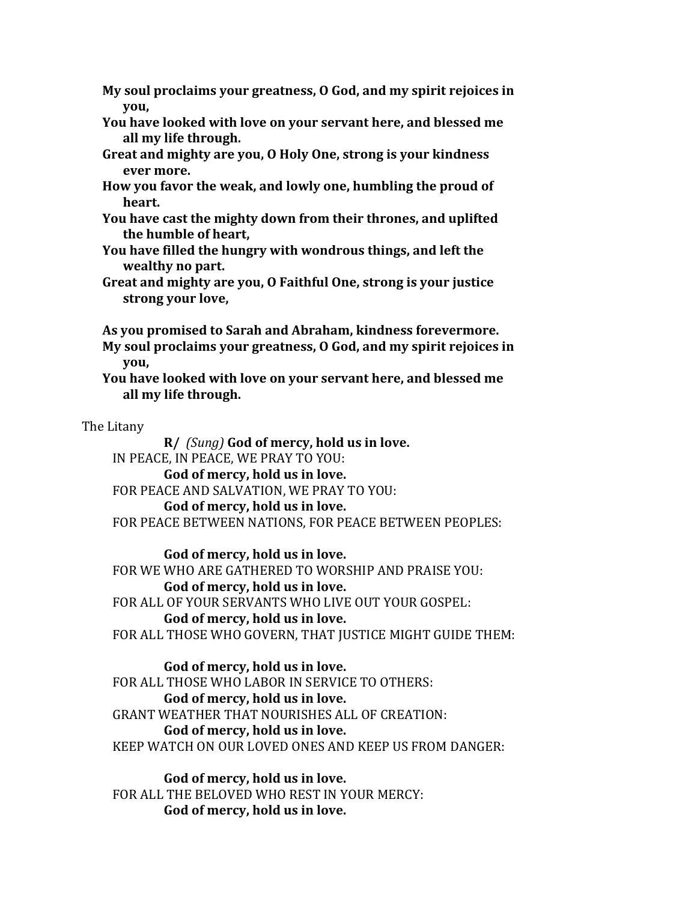**My soul proclaims your greatness, O God, and my spirit rejoices in you,**
**You have looked with love on your servant here, and blessed me all my life through.**
**Great and mighty are you, O Holy One, strong is your kindness ever more.**
**How you favor the weak, and lowly one, humbling the proud of heart.**
**You have cast the mighty down from their thrones, and uplifted the humble of heart,**
**You have filled the hungry with wondrous things, and left the wealthy no part.**
**Great and mighty are you, O Faithful One, strong is your justice strong your love,**

**As you promised to Sarah and Abraham, kindness forevermore.**
**My soul proclaims your greatness, O God, and my spirit rejoices in you,**
**You have looked with love on your servant here, and blessed me all my life through.**

The Litany

**R/** *(Sung)* **God of mercy, hold us in love.**

IN PEACE, IN PEACE, WE PRAY TO YOU:
**God of mercy, hold us in love.**

FOR PEACE AND SALVATION, WE PRAY TO YOU:
**God of mercy, hold us in love.**

FOR PEACE BETWEEN NATIONS, FOR PEACE BETWEEN PEOPLES:
**God of mercy, hold us in love.**

FOR WE WHO ARE GATHERED TO WORSHIP AND PRAISE YOU:
**God of mercy, hold us in love.**

FOR ALL OF YOUR SERVANTS WHO LIVE OUT YOUR GOSPEL:
**God of mercy, hold us in love.**

FOR ALL THOSE WHO GOVERN, THAT JUSTICE MIGHT GUIDE THEM:
**God of mercy, hold us in love.**

FOR ALL THOSE WHO LABOR IN SERVICE TO OTHERS:
**God of mercy, hold us in love.**

GRANT WEATHER THAT NOURISHES ALL OF CREATION:
**God of mercy, hold us in love.**

KEEP WATCH ON OUR LOVED ONES AND KEEP US FROM DANGER:
**God of mercy, hold us in love.**

FOR ALL THE BELOVED WHO REST IN YOUR MERCY:
**God of mercy, hold us in love.**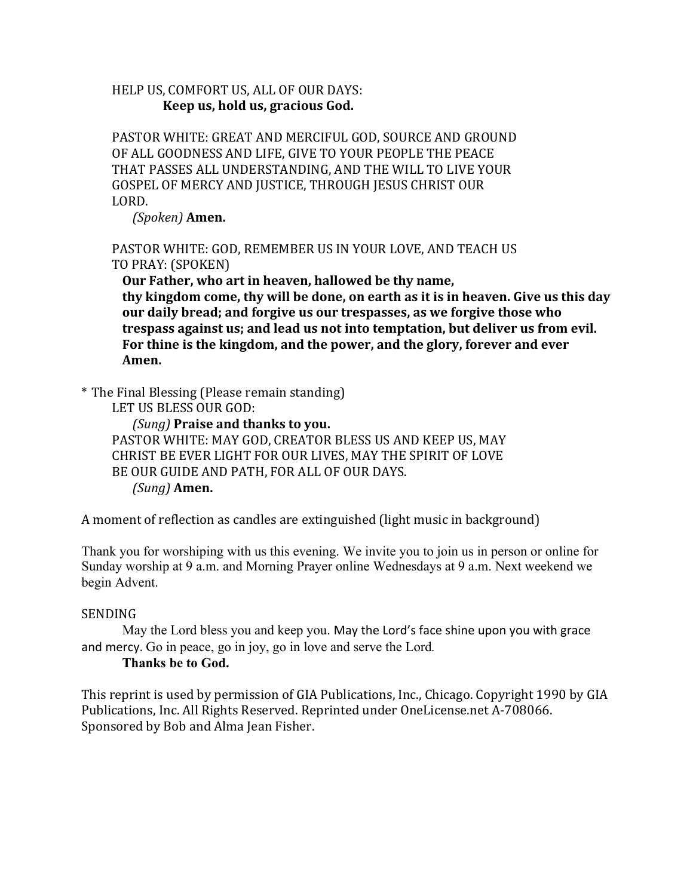HELP US, COMFORT US, ALL OF OUR DAYS:
**Keep us, hold us, gracious God.**

PASTOR WHITE: GREAT AND MERCIFUL GOD, SOURCE AND GROUND OF ALL GOODNESS AND LIFE, GIVE TO YOUR PEOPLE THE PEACE THAT PASSES ALL UNDERSTANDING, AND THE WILL TO LIVE YOUR GOSPEL OF MERCY AND JUSTICE, THROUGH JESUS CHRIST OUR LORD.
*(Spoken)* **Amen.**

PASTOR WHITE: GOD, REMEMBER US IN YOUR LOVE, AND TEACH US TO PRAY: (SPOKEN)
**Our Father, who art in heaven, hallowed be thy name, thy kingdom come, thy will be done, on earth as it is in heaven. Give us this day our daily bread; and forgive us our trespasses, as we forgive those who trespass against us; and lead us not into temptation, but deliver us from evil. For thine is the kingdom, and the power, and the glory, forever and ever Amen.**

* The Final Blessing (Please remain standing)
LET US BLESS OUR GOD:
*(Sung)* **Praise and thanks to you.**
PASTOR WHITE: MAY GOD, CREATOR BLESS US AND KEEP US, MAY CHRIST BE EVER LIGHT FOR OUR LIVES, MAY THE SPIRIT OF LOVE BE OUR GUIDE AND PATH, FOR ALL OF OUR DAYS.
*(Sung)* **Amen.**

A moment of reflection as candles are extinguished (light music in background)

Thank you for worshiping with us this evening. We invite you to join us in person or online for Sunday worship at 9 a.m. and Morning Prayer online Wednesdays at 9 a.m. Next weekend we begin Advent.

SENDING
May the Lord bless you and keep you. May the Lord's face shine upon you with grace and mercy. Go in peace, go in joy, go in love and serve the Lord.
**Thanks be to God.**

This reprint is used by permission of GIA Publications, Inc., Chicago. Copyright 1990 by GIA Publications, Inc. All Rights Reserved. Reprinted under OneLicense.net A-708066. Sponsored by Bob and Alma Jean Fisher.